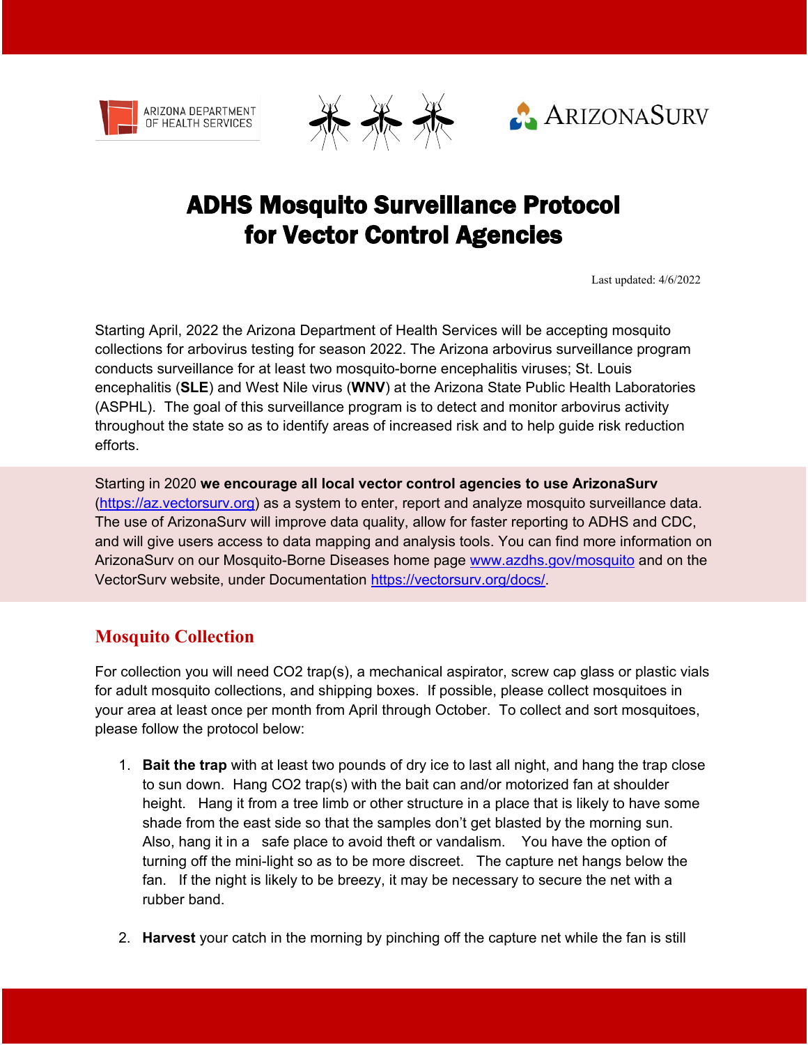# ADHS Mosquito Surveillance Protocol for Vector Control Agencies

Last updated: 4/6/2022

Starting April, 2022 the Arizona Department of Health Services will be accepting mosquito collections for arbovirus testing for season 2022. The Arizona arbovirus surveillance program conducts surveillance for at least two mosquito-borne encephalitis viruses; St. Louis encephalitis (**SLE**) and West Nile virus (**WNV**) at the Arizona State Public Health Laboratories (ASPHL). The goal of this surveillance program is to detect and monitor arbovirus activity throughout the state so as to identify areas of increased risk and to help guide risk reduction efforts.

Starting in 2020 **we encourage all local vector control agencies to use ArizonaSurv** (https://az.vectorsurv.org) as a system to enter, report and analyze mosquito surveillance data. The use of ArizonaSurv will improve data quality, allow for faster reporting to ADHS and CDC, and will give users access to data mapping and analysis tools. You can find more information on ArizonaSurv on our Mosquito-Borne Diseases home page www.azdhs.gov/mosquito and on the VectorSurv website, under Documentation https://vectorsurv.org/docs/.

## Mosquito Collection

For collection you will need $CO_2$ trap(s), a mechanical aspirator, screw cap glass or plastic vials for adult mosquito collections, and shipping boxes. If possible, please collect mosquitoes in your area at least once per month from April through October. To collect and sort mosquitoes, please follow the protocol below:

1. **Bait the trap** with at least two pounds of dry ice to last all night, and hang the trap close to sun down. Hang $CO_2$ trap(s) with the bait can and/or motorized fan at shoulder height. Hang it from a tree limb or other structure in a place that is likely to have some shade from the east side so that the samples don't get blasted by the morning sun. Also, hang it in a safe place to avoid theft or vandalism. You have the option of turning off the mini-light so as to be more discreet. The capture net hangs below the fan. If the night is likely to be breezy, it may be necessary to secure the net with a rubber band.

2. **Harvest** your catch in the morning by pinching off the capture net while the fan is still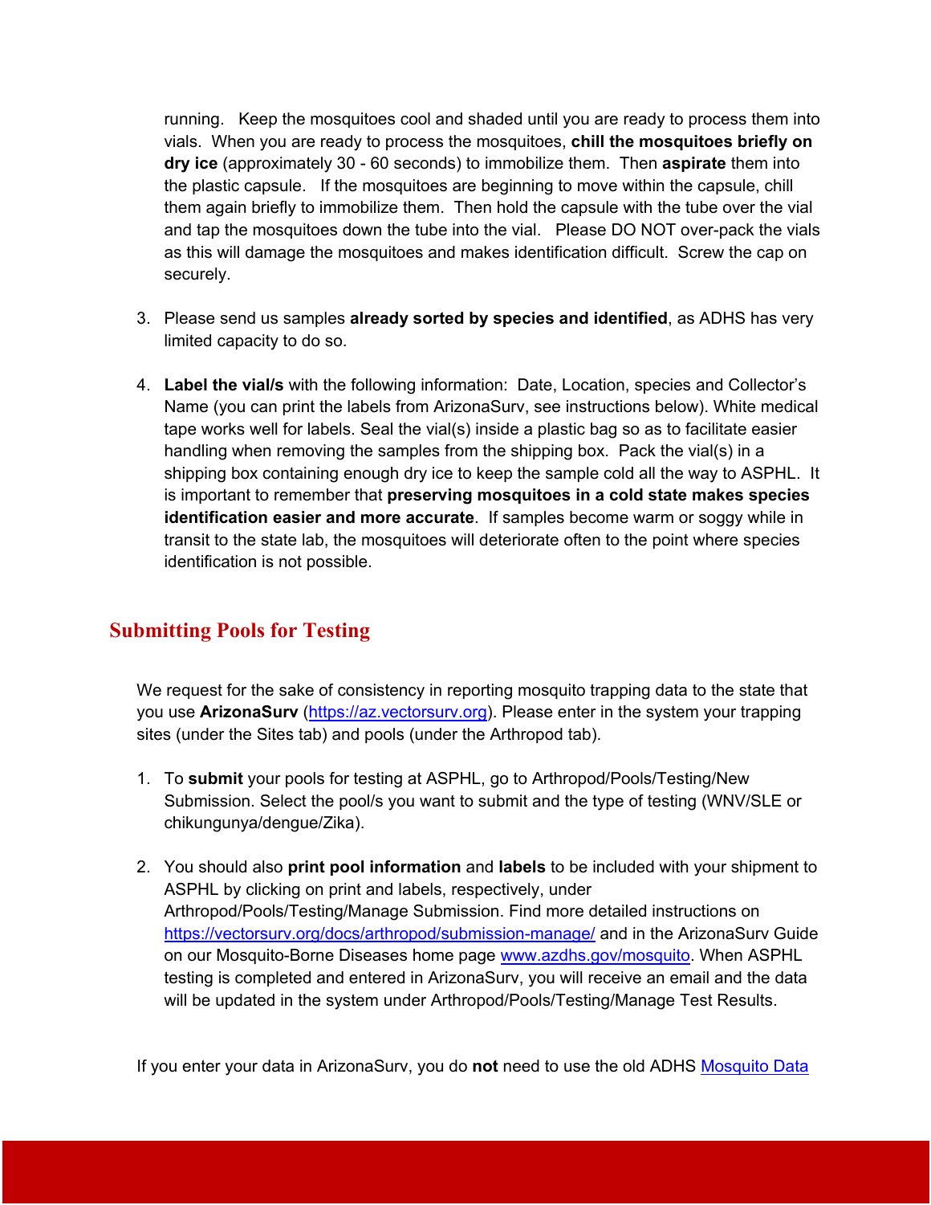running. Keep the mosquitoes cool and shaded until you are ready to process them into vials. When you are ready to process the mosquitoes, **chill the mosquitoes briefly on dry ice** (approximately 30 - 60 seconds) to immobilize them. Then **aspirate** them into the plastic capsule. If the mosquitoes are beginning to move within the capsule, chill them again briefly to immobilize them. Then hold the capsule with the tube over the vial and tap the mosquitoes down the tube into the vial. Please DO NOT over-pack the vials as this will damage the mosquitoes and makes identification difficult. Screw the cap on securely.

3. Please send us samples **already sorted by species and identified**, as ADHS has very limited capacity to do so.

4. **Label the vial/s** with the following information: Date, Location, species and Collector's Name (you can print the labels from ArizonaSurv, see instructions below). White medical tape works well for labels. Seal the vial(s) inside a plastic bag so as to facilitate easier handling when removing the samples from the shipping box. Pack the vial(s) in a shipping box containing enough dry ice to keep the sample cold all the way to ASPHL. It is important to remember that **preserving mosquitoes in a cold state makes species identification easier and more accurate**. If samples become warm or soggy while in transit to the state lab, the mosquitoes will deteriorate often to the point where species identification is not possible.

## Submitting Pools for Testing

We request for the sake of consistency in reporting mosquito trapping data to the state that you use **ArizonaSurv** ([https://az.vectorsurv.org](https://az.vectorsurv.org)). Please enter in the system your trapping sites (under the Sites tab) and pools (under the Arthropod tab).

1. To **submit** your pools for testing at ASPHL, go to Arthropod/Pools/Testing/New Submission. Select the pool/s you want to submit and the type of testing (WNV/SLE or chikungunya/dengue/Zika).

2. You should also **print pool information** and **labels** to be included with your shipment to ASPHL by clicking on print and labels, respectively, under Arthropod/Pools/Testing/Manage Submission. Find more detailed instructions on [https://vectorsurv.org/docs/arthropod/submission-manage/](https://vectorsurv.org/docs/arthropod/submission-manage/) and in the ArizonaSurv Guide on our Mosquito-Borne Diseases home page [www.azdhs.gov/mosquito](www.azdhs.gov/mosquito). When ASPHL testing is completed and entered in ArizonaSurv, you will receive an email and the data will be updated in the system under Arthropod/Pools/Testing/Manage Test Results.

If you enter your data in ArizonaSurv, you do **not** need to use the old ADHS Mosquito Data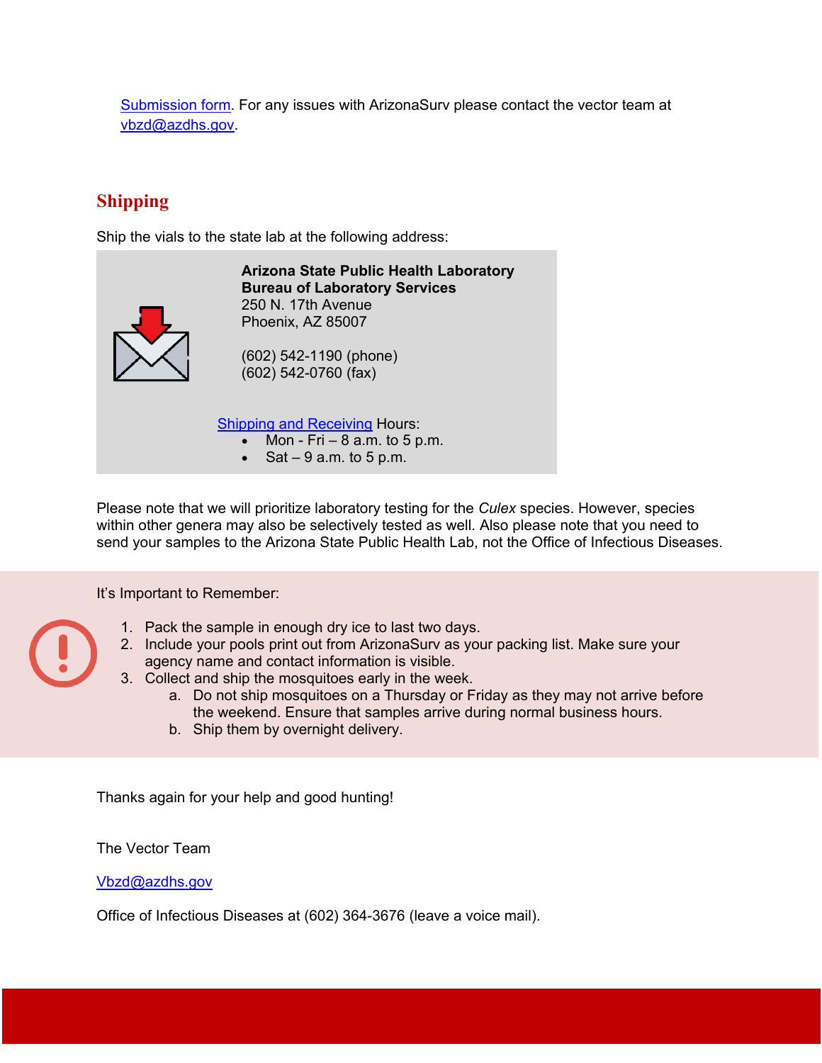Submission form. For any issues with ArizonaSurv please contact the vector team at vbzd@azdhs.gov.

## Shipping

Ship the vials to the state lab at the following address:

**Arizona State Public Health Laboratory**
**Bureau of Laboratory Services**
250 N. 17th Avenue
Phoenix, AZ 85007

(602) 542-1190 (phone)
(602) 542-0760 (fax)

Shipping and Receiving Hours:

- Mon - Fri – 8 a.m. to 5 p.m.
- Sat – 9 a.m. to 5 p.m.

Please note that we will prioritize laboratory testing for the *Culex* species. However, species within other genera may also be selectively tested as well. Also please note that you need to send your samples to the Arizona State Public Health Lab, not the Office of Infectious Diseases.

It's Important to Remember:

1. Pack the sample in enough dry ice to last two days.
2. Include your pools print out from ArizonaSurv as your packing list. Make sure your agency name and contact information is visible.
3. Collect and ship the mosquitoes early in the week.
    a. Do not ship mosquitoes on a Thursday or Friday as they may not arrive before the weekend. Ensure that samples arrive during normal business hours.
    b. Ship them by overnight delivery.

Thanks again for your help and good hunting!

The Vector Team

Vbzd@azdhs.gov

Office of Infectious Diseases at (602) 364-3676 (leave a voice mail).